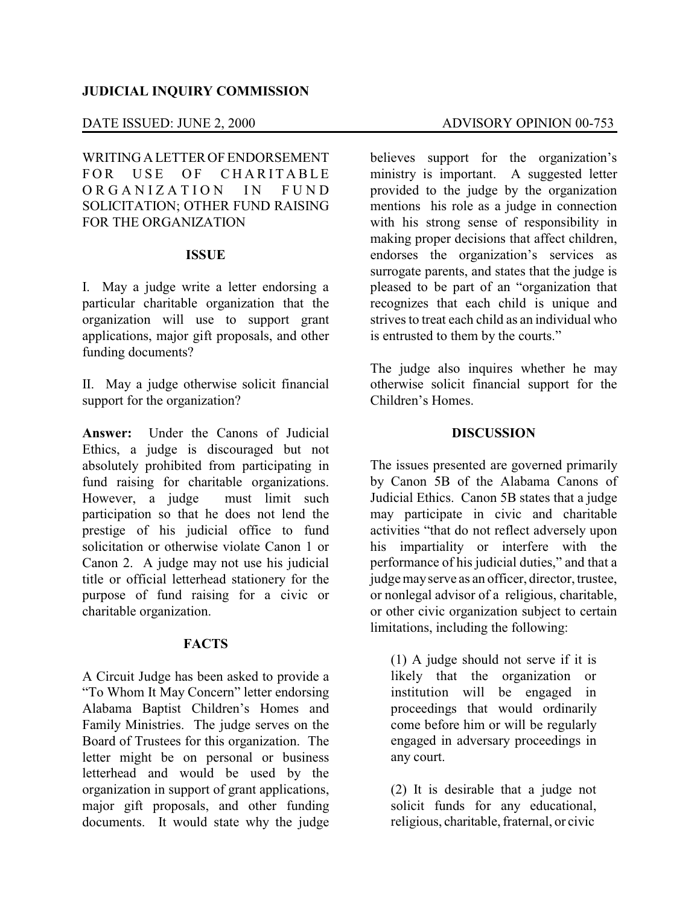**JUDICIAL INQUIRY COMMISSION**

DATE ISSUED: JUNE 2, 2000 ADVISORY OPINION 00-753

WRITING A LETTER OF ENDORSEMENT FOR USE OF CHARITABLE ORGANIZATION IN FUND SOLICITATION; OTHER FUND RAISING FOR THE ORGANIZATION

## ISSUE

I. May a judge write a letter endorsing a particular charitable organization that the organization will use to support grant applications, major gift proposals, and other funding documents?

II. May a judge otherwise solicit financial support for the organization?

**Answer:** Under the Canons of Judicial Ethics, a judge is discouraged but not absolutely prohibited from participating in fund raising for charitable organizations. However, a judge must limit such participation so that he does not lend the prestige of his judicial office to fund solicitation or otherwise violate Canon 1 or Canon 2. A judge may not use his judicial title or official letterhead stationery for the purpose of fund raising for a civic or charitable organization.

## FACTS

A Circuit Judge has been asked to provide a "To Whom It May Concern" letter endorsing Alabama Baptist Children's Homes and Family Ministries. The judge serves on the Board of Trustees for this organization. The letter might be on personal or business letterhead and would be used by the organization in support of grant applications, major gift proposals, and other funding documents. It would state why the judge believes support for the organization's ministry is important. A suggested letter provided to the judge by the organization mentions his role as a judge in connection with his strong sense of responsibility in making proper decisions that affect children, endorses the organization's services as surrogate parents, and states that the judge is pleased to be part of an "organization that recognizes that each child is unique and strives to treat each child as an individual who is entrusted to them by the courts."

The judge also inquires whether he may otherwise solicit financial support for the Children's Homes.

## DISCUSSION

The issues presented are governed primarily by Canon 5B of the Alabama Canons of Judicial Ethics. Canon 5B states that a judge may participate in civic and charitable activities "that do not reflect adversely upon his impartiality or interfere with the performance of his judicial duties," and that a judge may serve as an officer, director, trustee, or nonlegal advisor of a religious, charitable, or other civic organization subject to certain limitations, including the following:

> (1) A judge should not serve if it is likely that the organization or institution will be engaged in proceedings that would ordinarily come before him or will be regularly engaged in adversary proceedings in any court.
>
> (2) It is desirable that a judge not solicit funds for any educational, religious, charitable, fraternal, or civic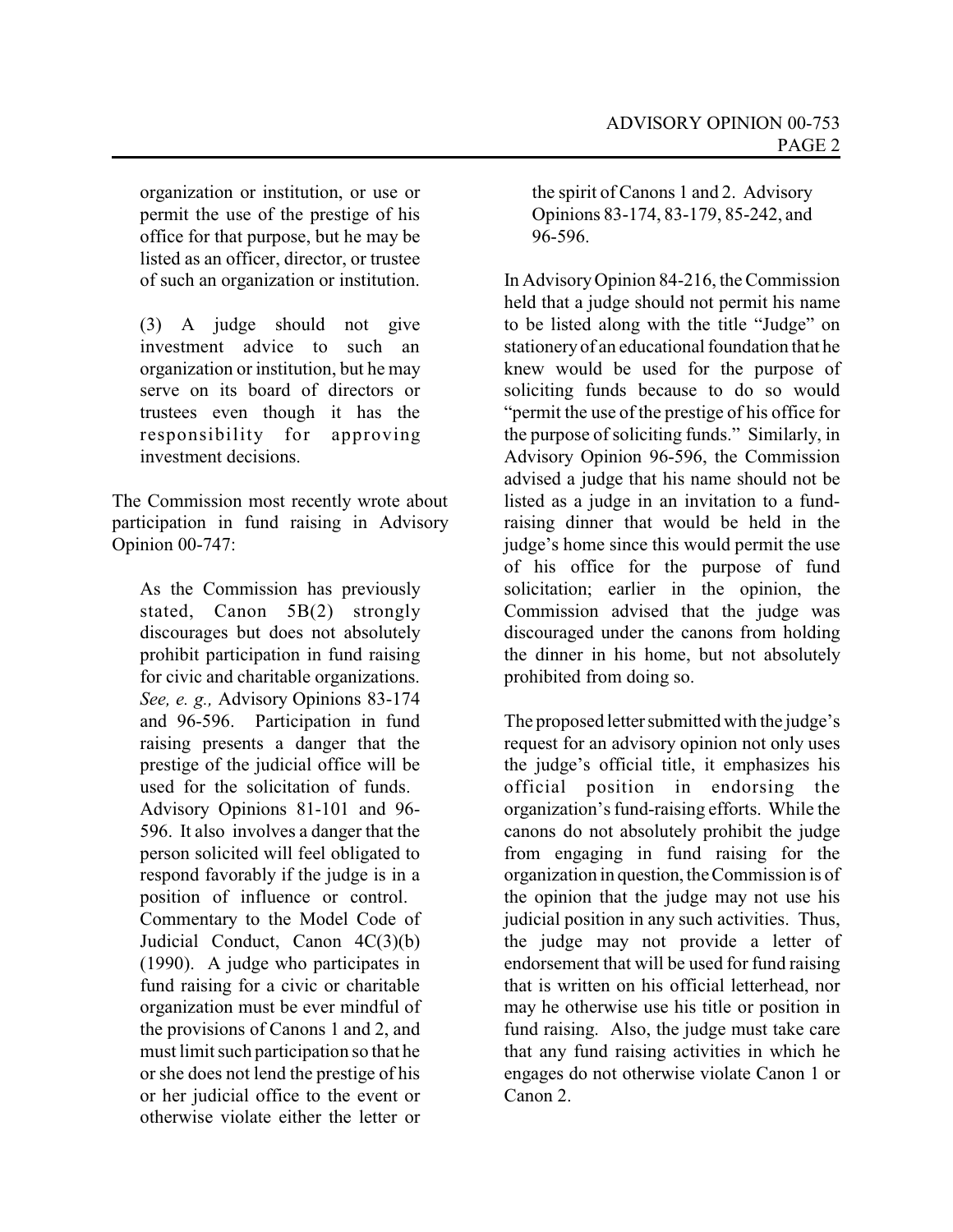organization or institution, or use or permit the use of the prestige of his office for that purpose, but he may be listed as an officer, director, or trustee of such an organization or institution.

> (3) A judge should not give investment advice to such an organization or institution, but he may serve on its board of directors or trustees even though it has the responsibility for approving investment decisions.

The Commission most recently wrote about participation in fund raising in Advisory Opinion 00-747:

> As the Commission has previously stated, Canon 5B(2) strongly discourages but does not absolutely prohibit participation in fund raising for civic and charitable organizations. *See, e. g.,* Advisory Opinions 83-174 and 96-596. Participation in fund raising presents a danger that the prestige of the judicial office will be used for the solicitation of funds. Advisory Opinions 81-101 and 96-596. It also involves a danger that the person solicited will feel obligated to respond favorably if the judge is in a position of influence or control. Commentary to the Model Code of Judicial Conduct, Canon 4C(3)(b) (1990). A judge who participates in fund raising for a civic or charitable organization must be ever mindful of the provisions of Canons 1 and 2, and must limit such participation so that he or she does not lend the prestige of his or her judicial office to the event or otherwise violate either the letter or the spirit of Canons 1 and 2. Advisory Opinions 83-174, 83-179, 85-242, and 96-596.

In Advisory Opinion 84-216, the Commission held that a judge should not permit his name to be listed along with the title "Judge" on stationery of an educational foundation that he knew would be used for the purpose of soliciting funds because to do so would "permit the use of the prestige of his office for the purpose of soliciting funds." Similarly, in Advisory Opinion 96-596, the Commission advised a judge that his name should not be listed as a judge in an invitation to a fund-raising dinner that would be held in the judge's home since this would permit the use of his office for the purpose of fund solicitation; earlier in the opinion, the Commission advised that the judge was discouraged under the canons from holding the dinner in his home, but not absolutely prohibited from doing so.

The proposed letter submitted with the judge's request for an advisory opinion not only uses the judge's official title, it emphasizes his official position in endorsing the organization's fund-raising efforts. While the canons do not absolutely prohibit the judge from engaging in fund raising for the organization in question, the Commission is of the opinion that the judge may not use his judicial position in any such activities. Thus, the judge may not provide a letter of endorsement that will be used for fund raising that is written on his official letterhead, nor may he otherwise use his title or position in fund raising. Also, the judge must take care that any fund raising activities in which he engages do not otherwise violate Canon 1 or Canon 2.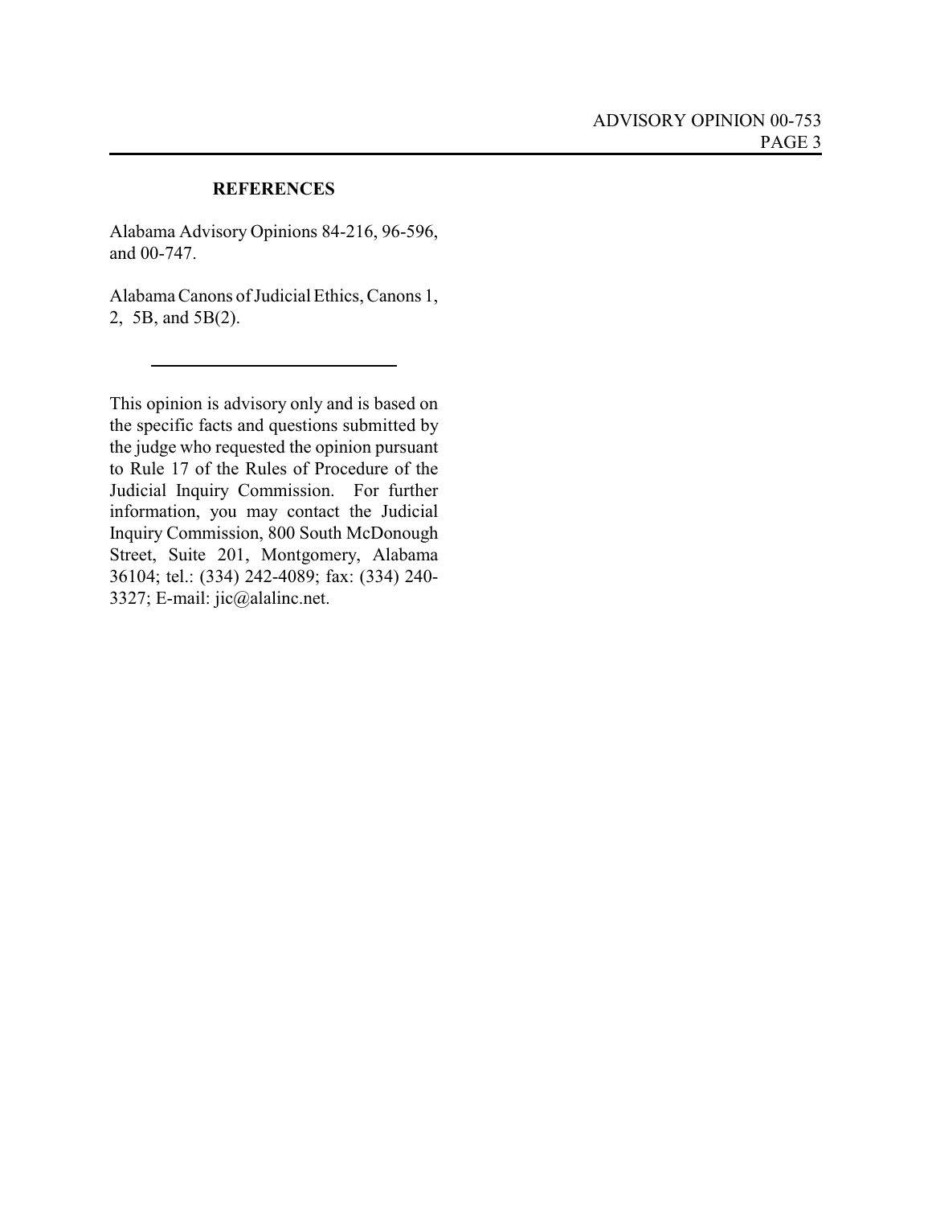## REFERENCES

Alabama Advisory Opinions 84-216, 96-596, and 00-747.

Alabama Canons of Judicial Ethics, Canons 1, 2, 5B, and 5B(2).

---

This opinion is advisory only and is based on the specific facts and questions submitted by the judge who requested the opinion pursuant to Rule 17 of the Rules of Procedure of the Judicial Inquiry Commission. For further information, you may contact the Judicial Inquiry Commission, 800 South McDonough Street, Suite 201, Montgomery, Alabama 36104; tel.: (334) 242-4089; fax: (334) 240-3327; E-mail: jic@alalinc.net.